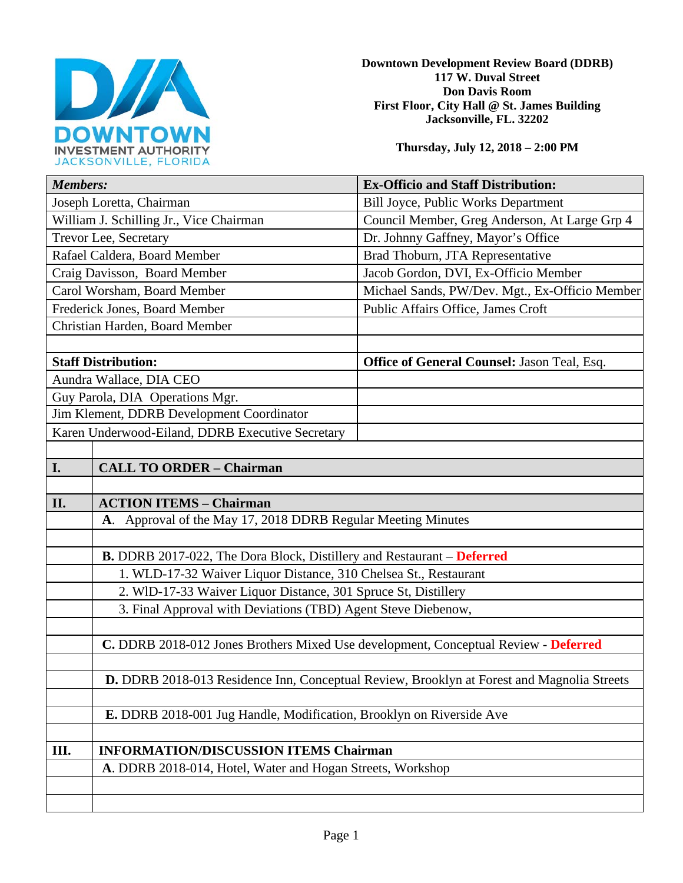**Downtown Development Review Board (DDRB)**
**117 W. Duval Street**
**Don Davis Room**
**First Floor, City Hall @ St. James Building**
**Jacksonville, FL. 32202**

**Thursday, July 12, 2018 – 2:00 PM**

| ***Members:*** | **Ex-Officio and Staff Distribution:** |
|---|---|
| Joseph Loretta, Chairman | Bill Joyce, Public Works Department |
| William J. Schilling Jr., Vice Chairman | Council Member, Greg Anderson, At Large Grp 4 |
| Trevor Lee, Secretary | Dr. Johnny Gaffney, Mayor's Office |
| Rafael Caldera, Board Member | Brad Thoburn, JTA Representative |
| Craig Davisson, Board Member | Jacob Gordon, DVI, Ex-Officio Member |
| Carol Worsham, Board Member | Michael Sands, PW/Dev. Mgt., Ex-Officio Member |
| Frederick Jones, Board Member | Public Affairs Office, James Croft |
| Christian Harden, Board Member | |
| | |
| **Staff Distribution:** | **Office of General Counsel:** Jason Teal, Esq. |
| Aundra Wallace, DIA CEO | |
| Guy Parola, DIA Operations Mgr. | |
| Jim Klement, DDRB Development Coordinator | |
| Karen Underwood-Eiland, DDRB Executive Secretary | |

| | |
|---|---|
| **I.** | **CALL TO ORDER – Chairman** |
| | |
| **II.** | **ACTION ITEMS – Chairman** |
| | **A**. Approval of the May 17, 2018 DDRB Regular Meeting Minutes |
| | |
| | **B.** DDRB 2017-022, The Dora Block, Distillery and Restaurant – **Deferred** |
| | 1. WLD-17-32 Waiver Liquor Distance, 310 Chelsea St., Restaurant |
| | 2. WlD-17-33 Waiver Liquor Distance, 301 Spruce St, Distillery |
| | 3. Final Approval with Deviations (TBD) Agent Steve Diebenow, |
| | |
| | **C.** DDRB 2018-012 Jones Brothers Mixed Use development, Conceptual Review - **Deferred** |
| | |
| | **D.** DDRB 2018-013 Residence Inn, Conceptual Review, Brooklyn at Forest and Magnolia Streets |
| | |
| | **E.** DDRB 2018-001 Jug Handle, Modification, Brooklyn on Riverside Ave |
| | |
| **III.** | **INFORMATION/DISCUSSION ITEMS Chairman** |
| | **A**. DDRB 2018-014, Hotel, Water and Hogan Streets, Workshop |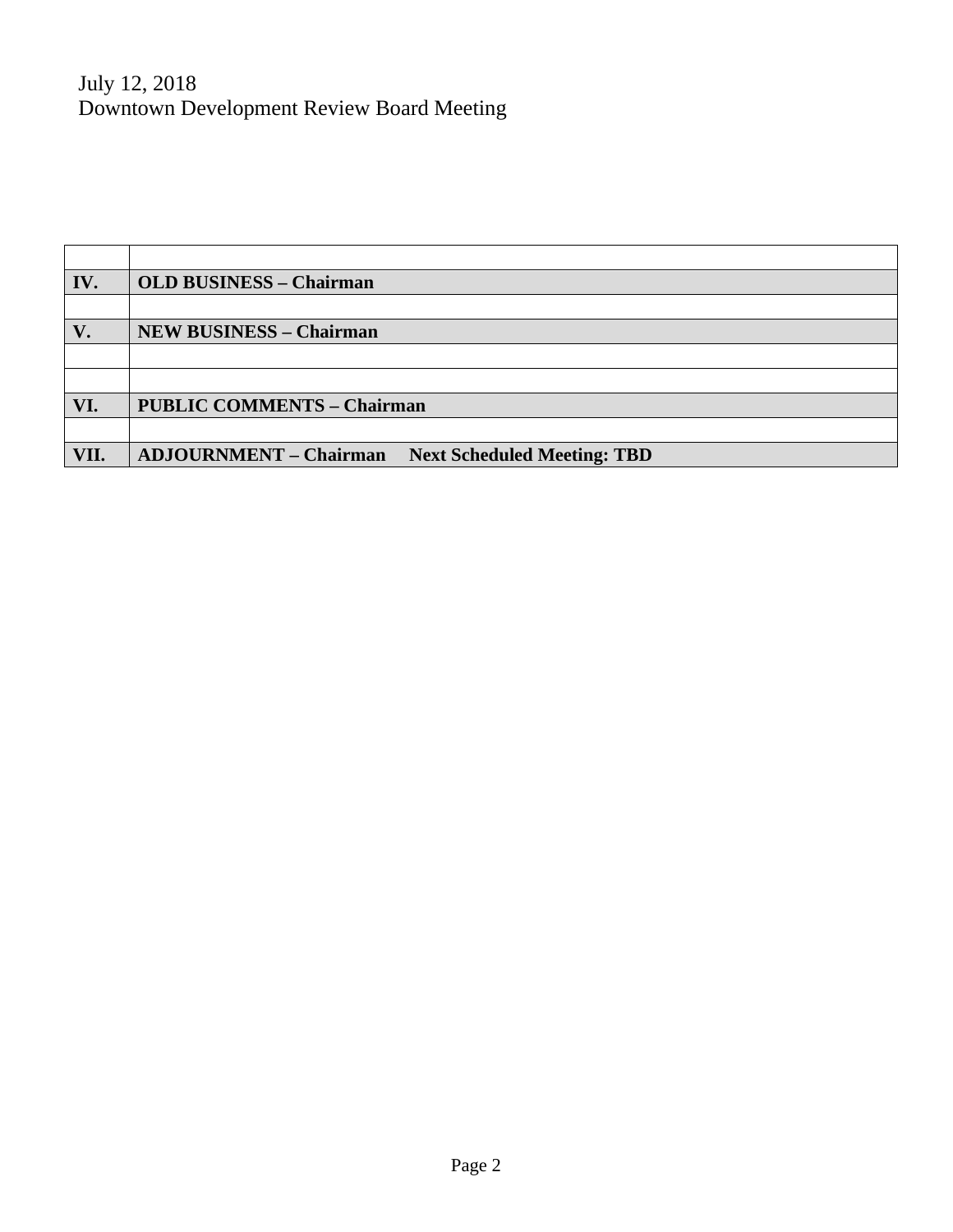July 12, 2018
Downtown Development Review Board Meeting

| | |
|---|---|
| **IV.** | **OLD BUSINESS – Chairman** |
| | |
| **V.** | **NEW BUSINESS – Chairman** |
| | |
| | |
| **VI.** | **PUBLIC COMMENTS – Chairman** |
| | |
| **VII.** | **ADJOURNMENT – Chairman     Next Scheduled Meeting: TBD** |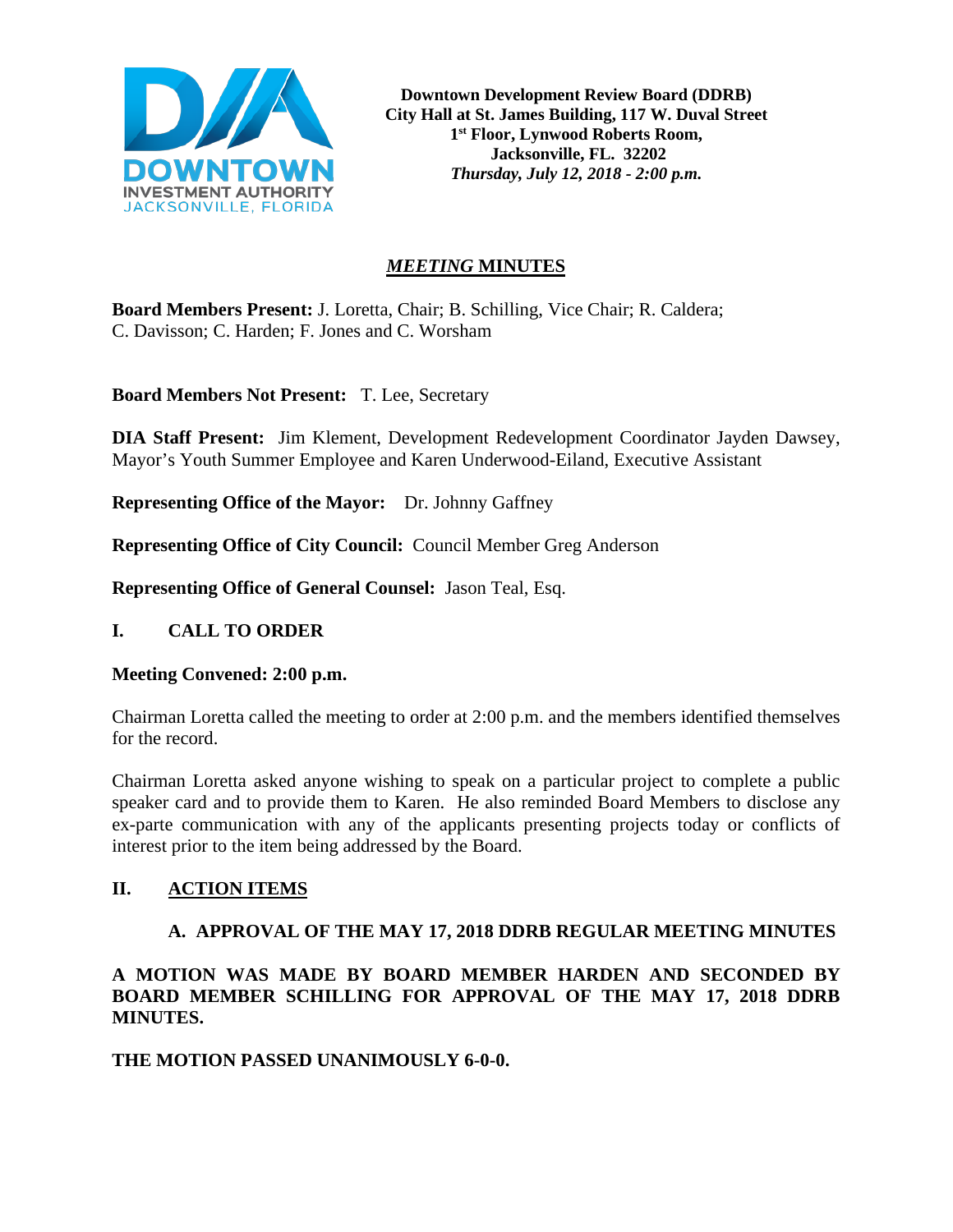**Downtown Development Review Board (DDRB)**
**City Hall at St. James Building, 117 W. Duval Street**
**1st Floor, Lynwood Roberts Room,**
**Jacksonville, FL. 32202**
***Thursday, July 12, 2018 - 2:00 p.m.***

# *MEETING* MINUTES

**Board Members Present:** J. Loretta, Chair; B. Schilling, Vice Chair; R. Caldera; C. Davisson; C. Harden; F. Jones and C. Worsham

**Board Members Not Present:** T. Lee, Secretary

**DIA Staff Present:** Jim Klement, Development Redevelopment Coordinator Jayden Dawsey, Mayor's Youth Summer Employee and Karen Underwood-Eiland, Executive Assistant

**Representing Office of the Mayor:** Dr. Johnny Gaffney

**Representing Office of City Council:** Council Member Greg Anderson

**Representing Office of General Counsel:** Jason Teal, Esq.

## I. CALL TO ORDER

**Meeting Convened: 2:00 p.m.**

Chairman Loretta called the meeting to order at 2:00 p.m. and the members identified themselves for the record.

Chairman Loretta asked anyone wishing to speak on a particular project to complete a public speaker card and to provide them to Karen. He also reminded Board Members to disclose any ex-parte communication with any of the applicants presenting projects today or conflicts of interest prior to the item being addressed by the Board.

## II. ACTION ITEMS

### A. APPROVAL OF THE MAY 17, 2018 DDRB REGULAR MEETING MINUTES

**A MOTION WAS MADE BY BOARD MEMBER HARDEN AND SECONDED BY BOARD MEMBER SCHILLING FOR APPROVAL OF THE MAY 17, 2018 DDRB MINUTES.**

**THE MOTION PASSED UNANIMOUSLY 6-0-0.**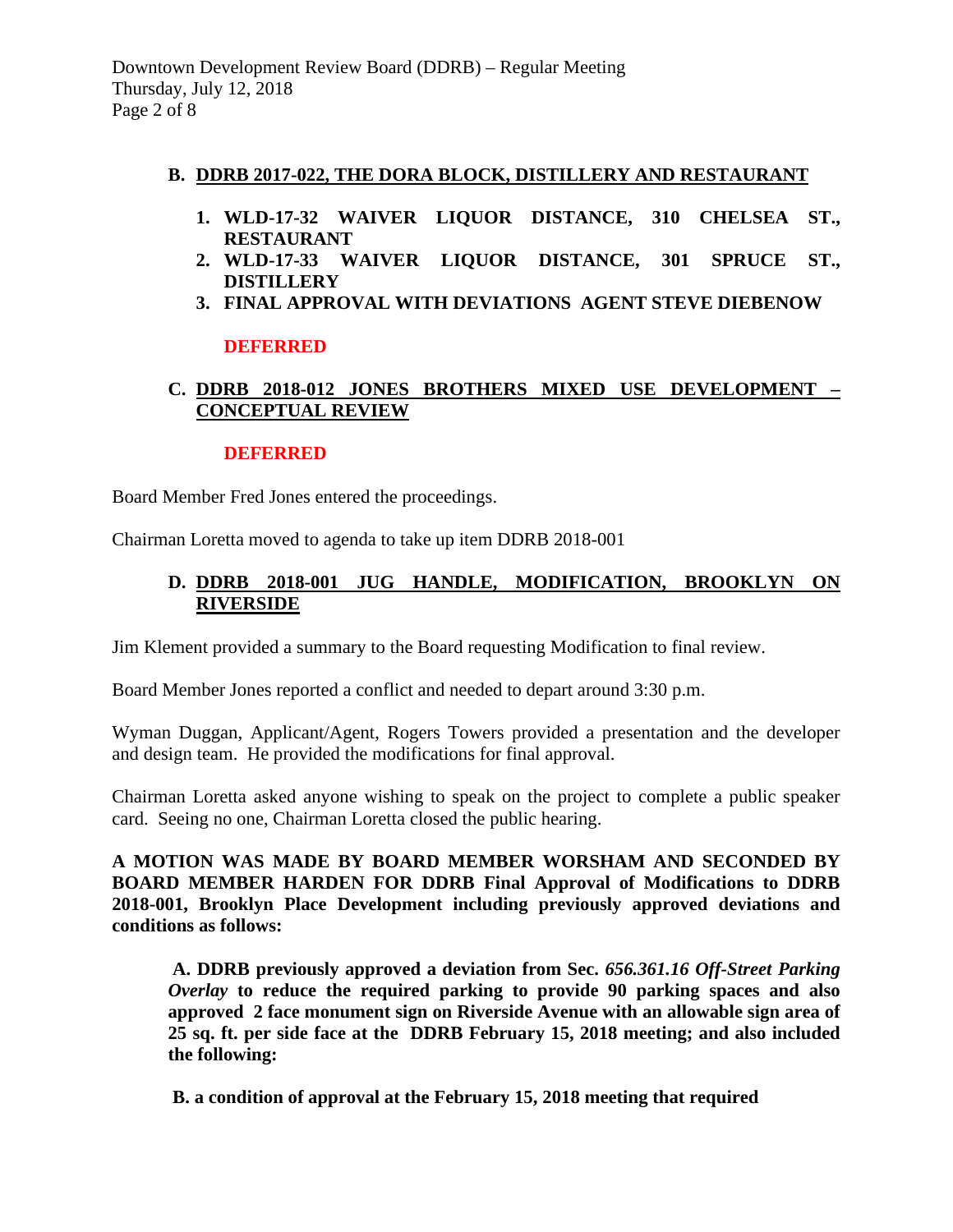### B. DDRB 2017-022, THE DORA BLOCK, DISTILLERY AND RESTAURANT

1. **WLD-17-32 WAIVER LIQUOR DISTANCE, 310 CHELSEA ST., RESTAURANT**
2. **WLD-17-33 WAIVER LIQUOR DISTANCE, 301 SPRUCE ST., DISTILLERY**
3. **FINAL APPROVAL WITH DEVIATIONS AGENT STEVE DIEBENOW**

**DEFERRED**

### C. DDRB 2018-012 JONES BROTHERS MIXED USE DEVELOPMENT – CONCEPTUAL REVIEW

**DEFERRED**

Board Member Fred Jones entered the proceedings.

Chairman Loretta moved to agenda to take up item DDRB 2018-001

### D. DDRB 2018-001 JUG HANDLE, MODIFICATION, BROOKLYN ON RIVERSIDE

Jim Klement provided a summary to the Board requesting Modification to final review.

Board Member Jones reported a conflict and needed to depart around 3:30 p.m.

Wyman Duggan, Applicant/Agent, Rogers Towers provided a presentation and the developer and design team. He provided the modifications for final approval.

Chairman Loretta asked anyone wishing to speak on the project to complete a public speaker card. Seeing no one, Chairman Loretta closed the public hearing.

**A MOTION WAS MADE BY BOARD MEMBER WORSHAM AND SECONDED BY BOARD MEMBER HARDEN FOR DDRB Final Approval of Modifications to DDRB 2018-001, Brooklyn Place Development including previously approved deviations and conditions as follows:**

**A. DDRB previously approved a deviation from Sec. *656.361.16 Off-Street Parking Overlay* to reduce the required parking to provide 90 parking spaces and also approved 2 face monument sign on Riverside Avenue with an allowable sign area of 25 sq. ft. per side face at the DDRB February 15, 2018 meeting; and also included the following:**

**B. a condition of approval at the February 15, 2018 meeting that required**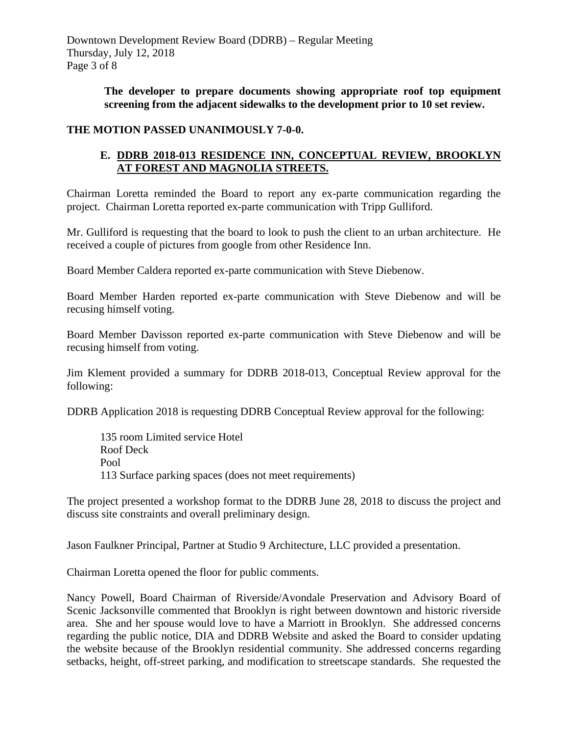**The developer to prepare documents showing appropriate roof top equipment screening from the adjacent sidewalks to the development prior to 10 set review.**

**THE MOTION PASSED UNANIMOUSLY 7-0-0.**

**E. DDRB 2018-013 RESIDENCE INN, CONCEPTUAL REVIEW, BROOKLYN AT FOREST AND MAGNOLIA STREETS.**

Chairman Loretta reminded the Board to report any ex-parte communication regarding the project. Chairman Loretta reported ex-parte communication with Tripp Gulliford.

Mr. Gulliford is requesting that the board to look to push the client to an urban architecture. He received a couple of pictures from google from other Residence Inn.

Board Member Caldera reported ex-parte communication with Steve Diebenow.

Board Member Harden reported ex-parte communication with Steve Diebenow and will be recusing himself voting.

Board Member Davisson reported ex-parte communication with Steve Diebenow and will be recusing himself from voting.

Jim Klement provided a summary for DDRB 2018-013, Conceptual Review approval for the following:

DDRB Application 2018 is requesting DDRB Conceptual Review approval for the following:

135 room Limited service Hotel
Roof Deck
Pool
113 Surface parking spaces (does not meet requirements)

The project presented a workshop format to the DDRB June 28, 2018 to discuss the project and discuss site constraints and overall preliminary design.

Jason Faulkner Principal, Partner at Studio 9 Architecture, LLC provided a presentation.

Chairman Loretta opened the floor for public comments.

Nancy Powell, Board Chairman of Riverside/Avondale Preservation and Advisory Board of Scenic Jacksonville commented that Brooklyn is right between downtown and historic riverside area. She and her spouse would love to have a Marriott in Brooklyn. She addressed concerns regarding the public notice, DIA and DDRB Website and asked the Board to consider updating the website because of the Brooklyn residential community. She addressed concerns regarding setbacks, height, off-street parking, and modification to streetscape standards. She requested the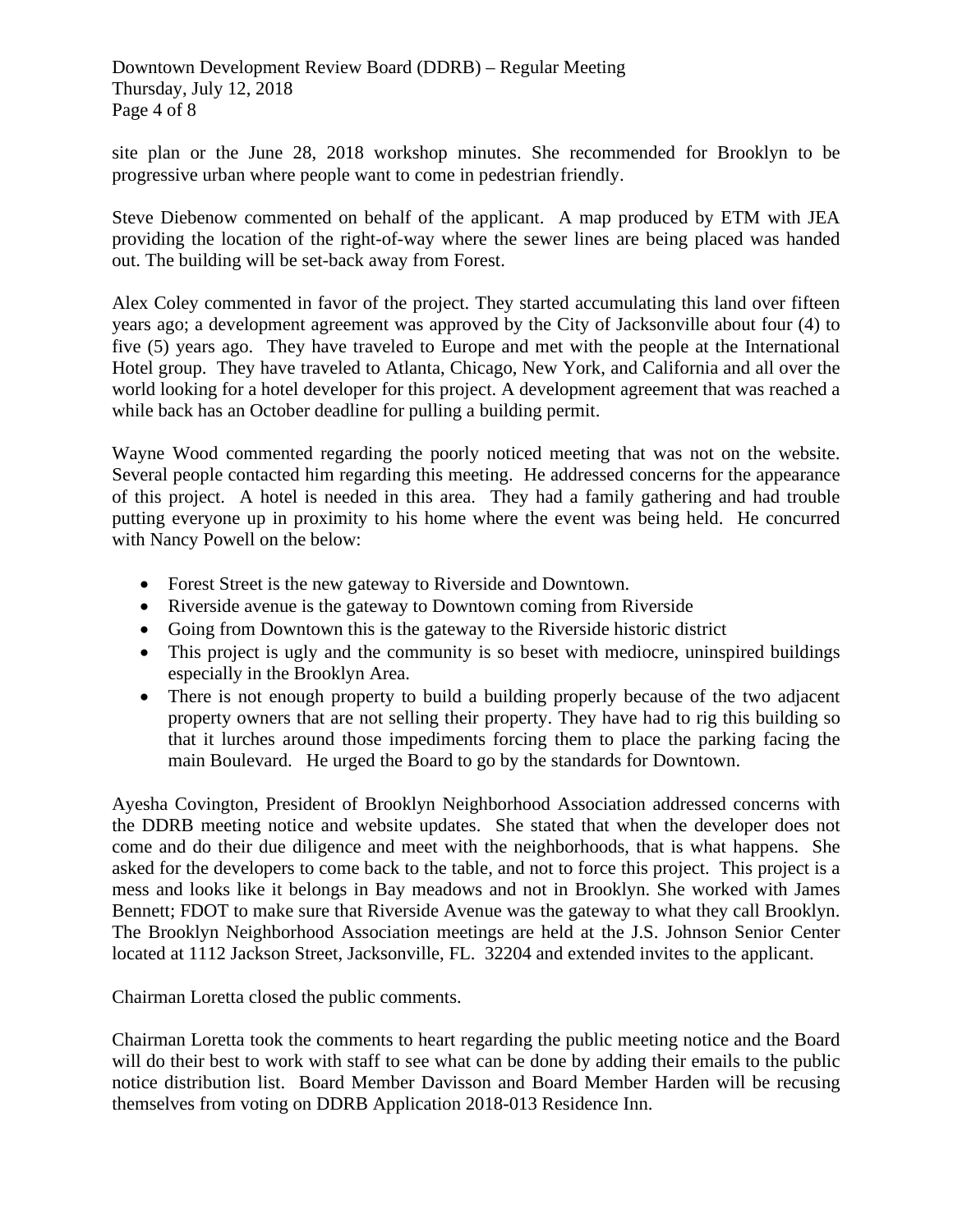site plan or the June 28, 2018 workshop minutes. She recommended for Brooklyn to be progressive urban where people want to come in pedestrian friendly.

Steve Diebenow commented on behalf of the applicant. A map produced by ETM with JEA providing the location of the right-of-way where the sewer lines are being placed was handed out. The building will be set-back away from Forest.

Alex Coley commented in favor of the project. They started accumulating this land over fifteen years ago; a development agreement was approved by the City of Jacksonville about four (4) to five (5) years ago. They have traveled to Europe and met with the people at the International Hotel group. They have traveled to Atlanta, Chicago, New York, and California and all over the world looking for a hotel developer for this project. A development agreement that was reached a while back has an October deadline for pulling a building permit.

Wayne Wood commented regarding the poorly noticed meeting that was not on the website. Several people contacted him regarding this meeting. He addressed concerns for the appearance of this project. A hotel is needed in this area. They had a family gathering and had trouble putting everyone up in proximity to his home where the event was being held. He concurred with Nancy Powell on the below:

- Forest Street is the new gateway to Riverside and Downtown.
- Riverside avenue is the gateway to Downtown coming from Riverside
- Going from Downtown this is the gateway to the Riverside historic district
- This project is ugly and the community is so beset with mediocre, uninspired buildings especially in the Brooklyn Area.
- There is not enough property to build a building properly because of the two adjacent property owners that are not selling their property. They have had to rig this building so that it lurches around those impediments forcing them to place the parking facing the main Boulevard. He urged the Board to go by the standards for Downtown.

Ayesha Covington, President of Brooklyn Neighborhood Association addressed concerns with the DDRB meeting notice and website updates. She stated that when the developer does not come and do their due diligence and meet with the neighborhoods, that is what happens. She asked for the developers to come back to the table, and not to force this project. This project is a mess and looks like it belongs in Bay meadows and not in Brooklyn. She worked with James Bennett; FDOT to make sure that Riverside Avenue was the gateway to what they call Brooklyn. The Brooklyn Neighborhood Association meetings are held at the J.S. Johnson Senior Center located at 1112 Jackson Street, Jacksonville, FL. 32204 and extended invites to the applicant.

Chairman Loretta closed the public comments.

Chairman Loretta took the comments to heart regarding the public meeting notice and the Board will do their best to work with staff to see what can be done by adding their emails to the public notice distribution list. Board Member Davisson and Board Member Harden will be recusing themselves from voting on DDRB Application 2018-013 Residence Inn.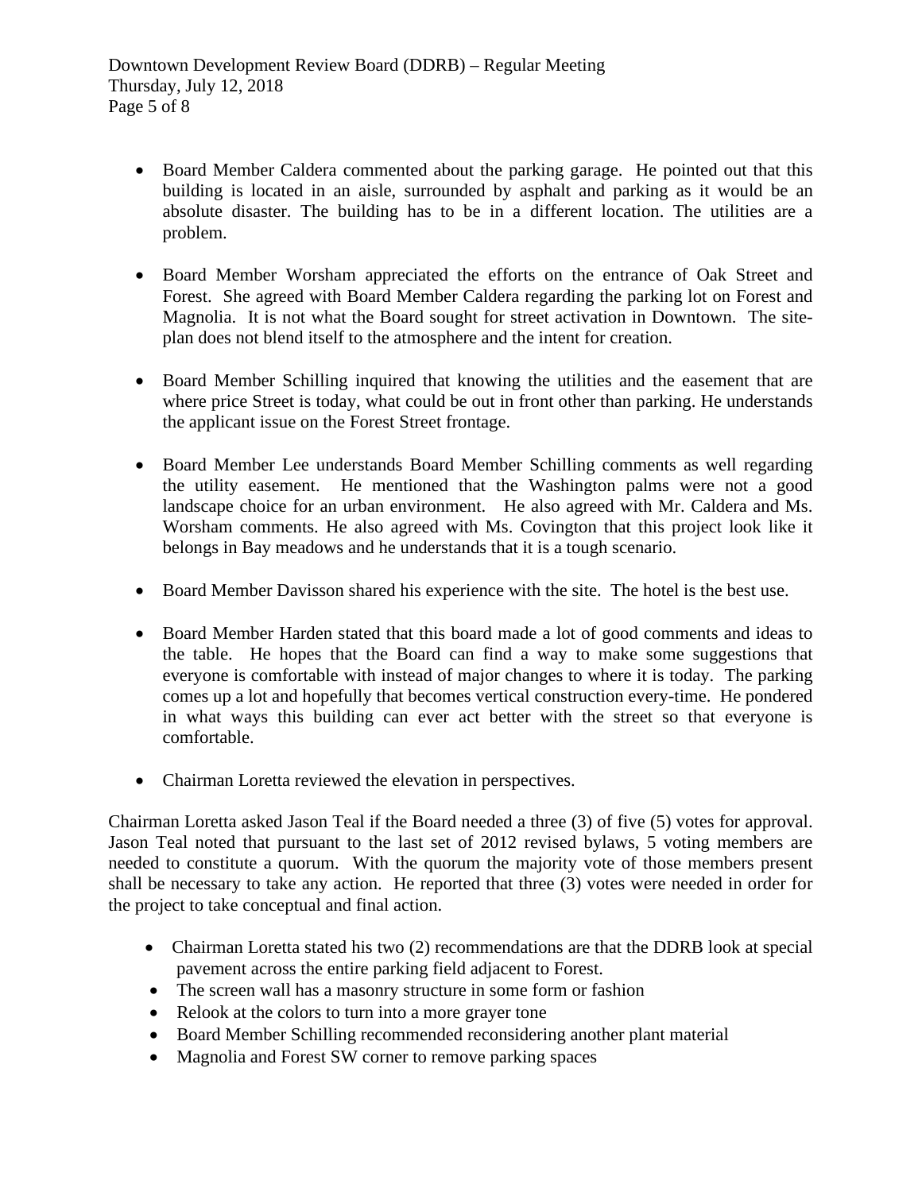- Board Member Caldera commented about the parking garage. He pointed out that this building is located in an aisle, surrounded by asphalt and parking as it would be an absolute disaster. The building has to be in a different location. The utilities are a problem.

- Board Member Worsham appreciated the efforts on the entrance of Oak Street and Forest. She agreed with Board Member Caldera regarding the parking lot on Forest and Magnolia. It is not what the Board sought for street activation in Downtown. The site-plan does not blend itself to the atmosphere and the intent for creation.

- Board Member Schilling inquired that knowing the utilities and the easement that are where price Street is today, what could be out in front other than parking. He understands the applicant issue on the Forest Street frontage.

- Board Member Lee understands Board Member Schilling comments as well regarding the utility easement. He mentioned that the Washington palms were not a good landscape choice for an urban environment. He also agreed with Mr. Caldera and Ms. Worsham comments. He also agreed with Ms. Covington that this project look like it belongs in Bay meadows and he understands that it is a tough scenario.

- Board Member Davisson shared his experience with the site. The hotel is the best use.

- Board Member Harden stated that this board made a lot of good comments and ideas to the table. He hopes that the Board can find a way to make some suggestions that everyone is comfortable with instead of major changes to where it is today. The parking comes up a lot and hopefully that becomes vertical construction every-time. He pondered in what ways this building can ever act better with the street so that everyone is comfortable.

- Chairman Loretta reviewed the elevation in perspectives.

Chairman Loretta asked Jason Teal if the Board needed a three (3) of five (5) votes for approval. Jason Teal noted that pursuant to the last set of 2012 revised bylaws, 5 voting members are needed to constitute a quorum. With the quorum the majority vote of those members present shall be necessary to take any action. He reported that three (3) votes were needed in order for the project to take conceptual and final action.

- Chairman Loretta stated his two (2) recommendations are that the DDRB look at special pavement across the entire parking field adjacent to Forest.
- The screen wall has a masonry structure in some form or fashion
- Relook at the colors to turn into a more grayer tone
- Board Member Schilling recommended reconsidering another plant material
- Magnolia and Forest SW corner to remove parking spaces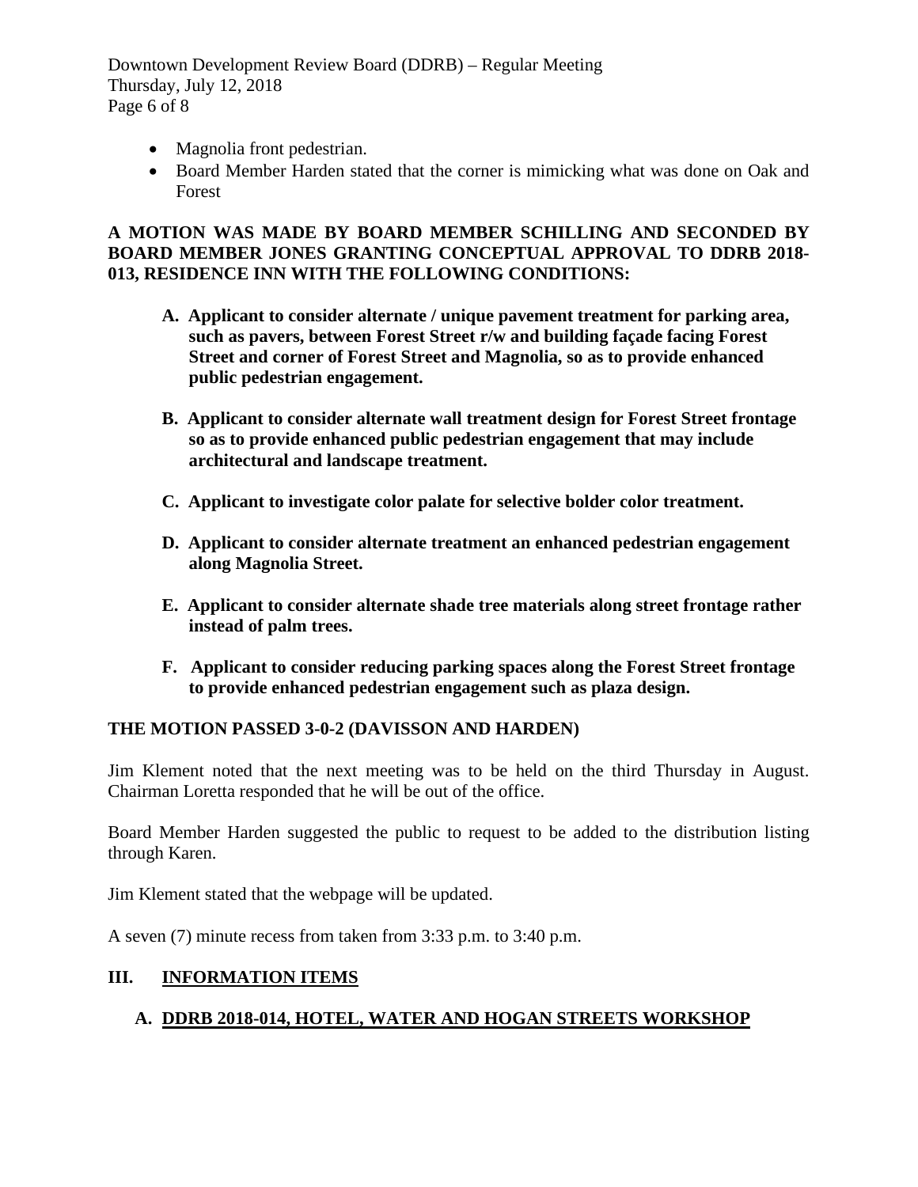- Magnolia front pedestrian.
- Board Member Harden stated that the corner is mimicking what was done on Oak and Forest

**A MOTION WAS MADE BY BOARD MEMBER SCHILLING AND SECONDED BY BOARD MEMBER JONES GRANTING CONCEPTUAL APPROVAL TO DDRB 2018-013, RESIDENCE INN WITH THE FOLLOWING CONDITIONS:**

**A. Applicant to consider alternate / unique pavement treatment for parking area, such as pavers, between Forest Street r/w and building façade facing Forest Street and corner of Forest Street and Magnolia, so as to provide enhanced public pedestrian engagement.**

**B. Applicant to consider alternate wall treatment design for Forest Street frontage so as to provide enhanced public pedestrian engagement that may include architectural and landscape treatment.**

**C. Applicant to investigate color palate for selective bolder color treatment.**

**D. Applicant to consider alternate treatment an enhanced pedestrian engagement along Magnolia Street.**

**E. Applicant to consider alternate shade tree materials along street frontage rather instead of palm trees.**

**F. Applicant to consider reducing parking spaces along the Forest Street frontage to provide enhanced pedestrian engagement such as plaza design.**

**THE MOTION PASSED 3-0-2 (DAVISSON AND HARDEN)**

Jim Klement noted that the next meeting was to be held on the third Thursday in August. Chairman Loretta responded that he will be out of the office.

Board Member Harden suggested the public to request to be added to the distribution listing through Karen.

Jim Klement stated that the webpage will be updated.

A seven (7) minute recess from taken from 3:33 p.m. to 3:40 p.m.

## III. INFORMATION ITEMS

### A. DDRB 2018-014, HOTEL, WATER AND HOGAN STREETS WORKSHOP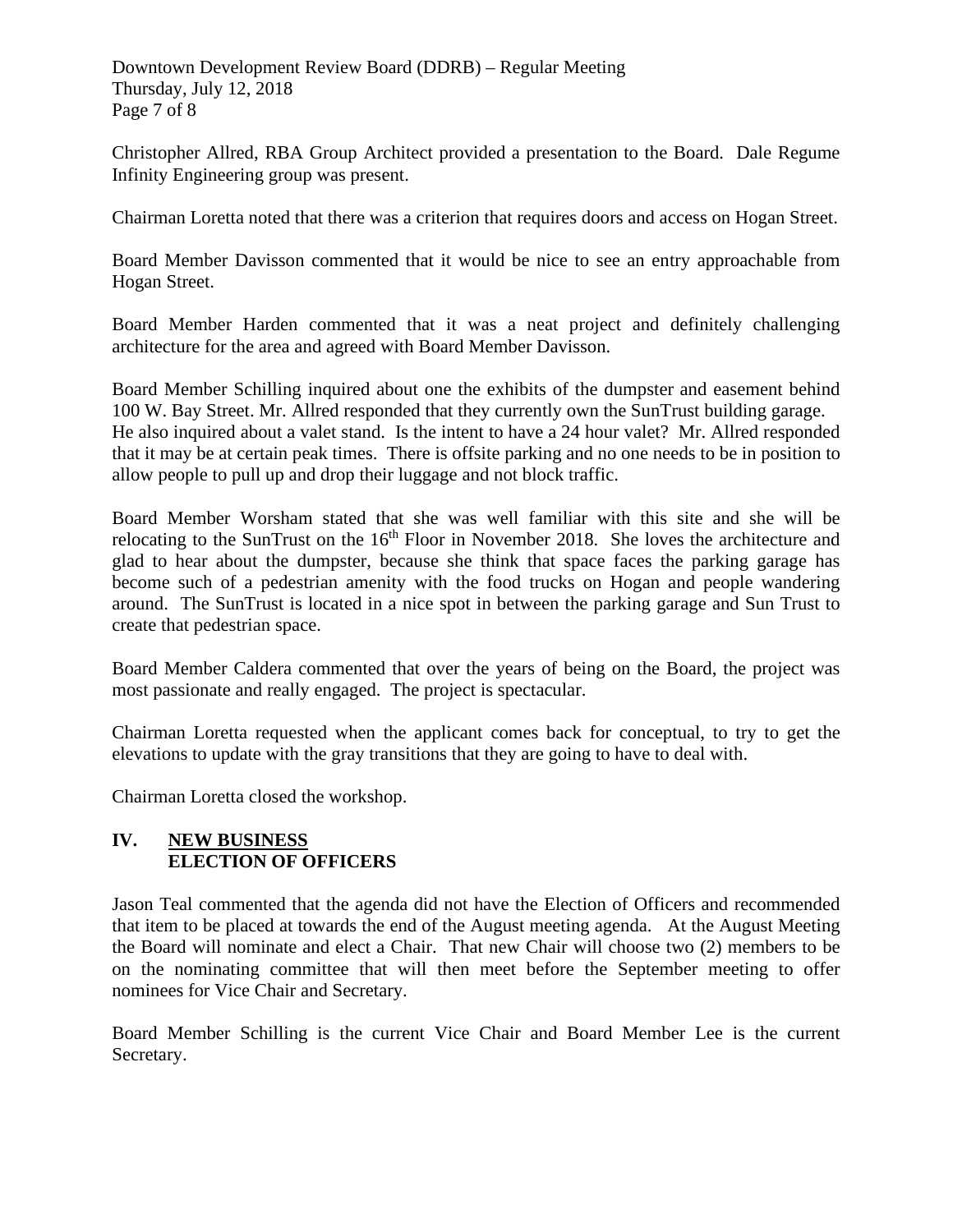Christopher Allred, RBA Group Architect provided a presentation to the Board. Dale Regume Infinity Engineering group was present.

Chairman Loretta noted that there was a criterion that requires doors and access on Hogan Street.

Board Member Davisson commented that it would be nice to see an entry approachable from Hogan Street.

Board Member Harden commented that it was a neat project and definitely challenging architecture for the area and agreed with Board Member Davisson.

Board Member Schilling inquired about one the exhibits of the dumpster and easement behind 100 W. Bay Street. Mr. Allred responded that they currently own the SunTrust building garage. He also inquired about a valet stand. Is the intent to have a 24 hour valet? Mr. Allred responded that it may be at certain peak times. There is offsite parking and no one needs to be in position to allow people to pull up and drop their luggage and not block traffic.

Board Member Worsham stated that she was well familiar with this site and she will be relocating to the SunTrust on the 16th Floor in November 2018. She loves the architecture and glad to hear about the dumpster, because she think that space faces the parking garage has become such of a pedestrian amenity with the food trucks on Hogan and people wandering around. The SunTrust is located in a nice spot in between the parking garage and Sun Trust to create that pedestrian space.

Board Member Caldera commented that over the years of being on the Board, the project was most passionate and really engaged. The project is spectacular.

Chairman Loretta requested when the applicant comes back for conceptual, to try to get the elevations to update with the gray transitions that they are going to have to deal with.

Chairman Loretta closed the workshop.

## IV. <u>NEW BUSINESS</u>
## ELECTION OF OFFICERS

Jason Teal commented that the agenda did not have the Election of Officers and recommended that item to be placed at towards the end of the August meeting agenda. At the August Meeting the Board will nominate and elect a Chair. That new Chair will choose two (2) members to be on the nominating committee that will then meet before the September meeting to offer nominees for Vice Chair and Secretary.

Board Member Schilling is the current Vice Chair and Board Member Lee is the current Secretary.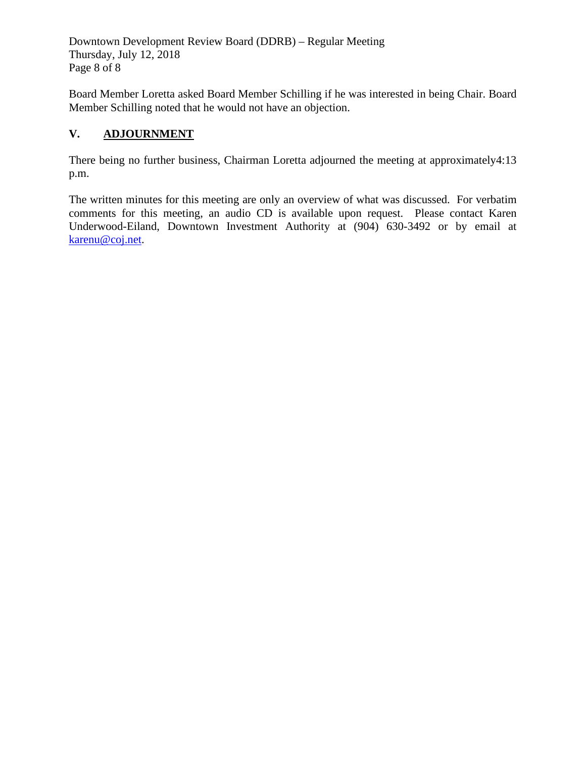Board Member Loretta asked Board Member Schilling if he was interested in being Chair. Board Member Schilling noted that he would not have an objection.

## V. ADJOURNMENT

There being no further business, Chairman Loretta adjourned the meeting at approximately4:13 p.m.

The written minutes for this meeting are only an overview of what was discussed. For verbatim comments for this meeting, an audio CD is available upon request. Please contact Karen Underwood-Eiland, Downtown Investment Authority at (904) 630-3492 or by email at karenu@coj.net.